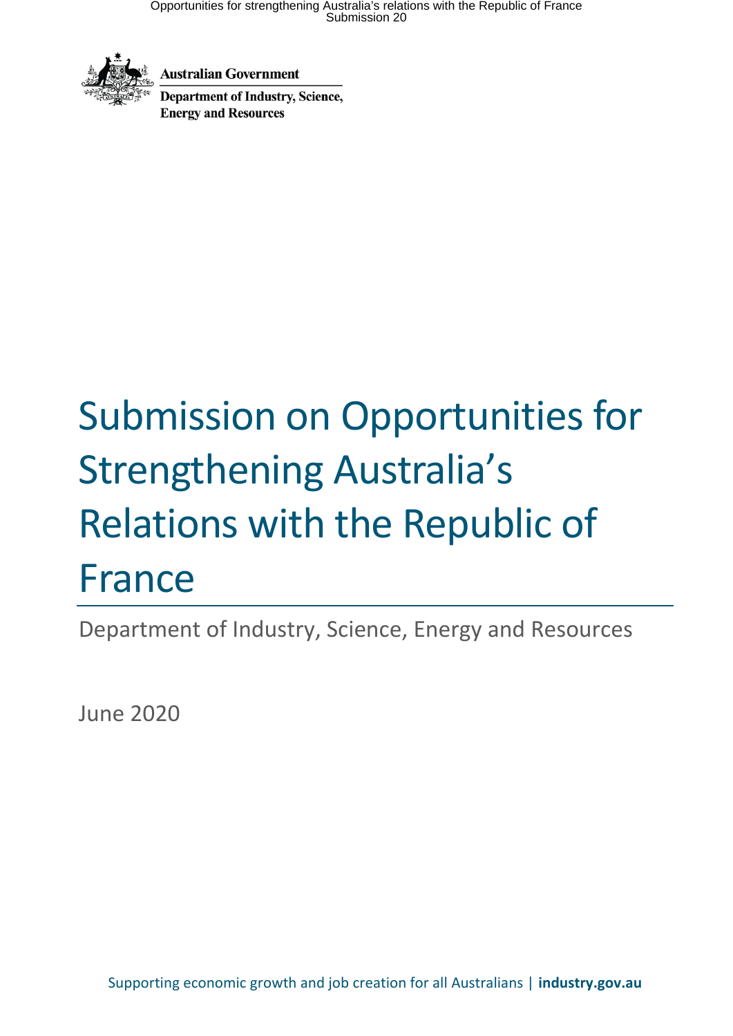Australian Government

Department of Industry, Science, Energy and Resources

# Submission on Opportunities for Strengthening Australia's Relations with the Republic of France

Department of Industry, Science, Energy and Resources

June 2020

Supporting economic growth and job creation for all Australians | **industry.gov.au**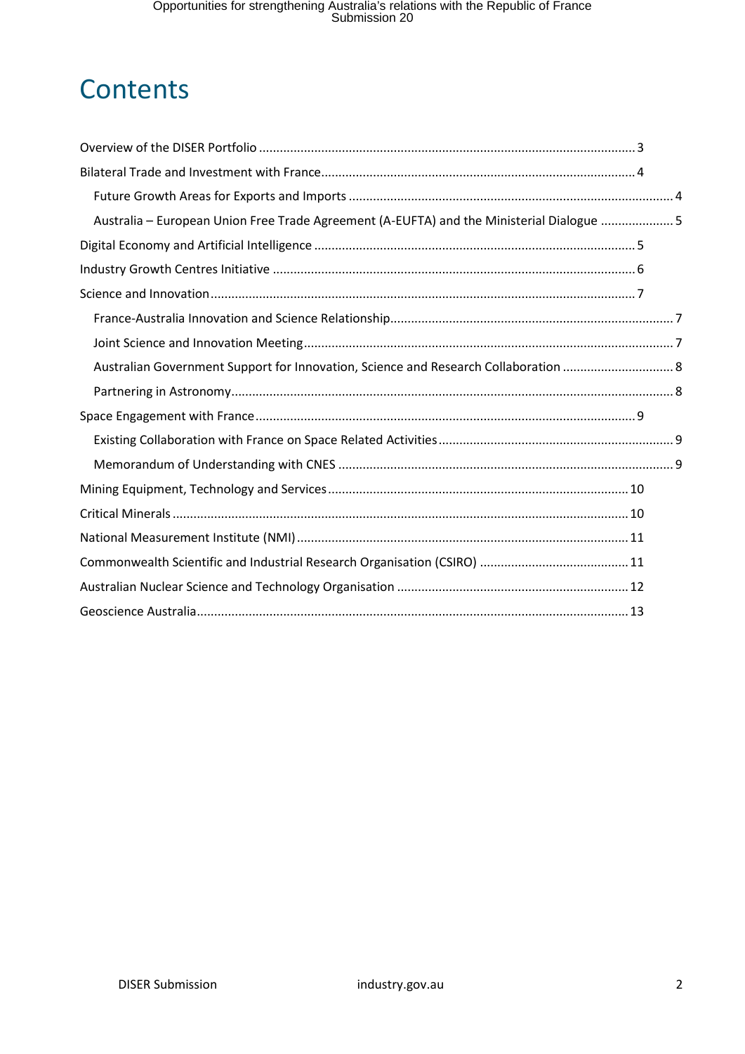# Contents

- Overview of the DISER Portfolio ... 3
- Bilateral Trade and Investment with France ... 4
  - Future Growth Areas for Exports and Imports ... 4
  - Australia – European Union Free Trade Agreement (A-EUFTA) and the Ministerial Dialogue ... 5
- Digital Economy and Artificial Intelligence ... 5
- Industry Growth Centres Initiative ... 6
- Science and Innovation ... 7
  - France-Australia Innovation and Science Relationship ... 7
  - Joint Science and Innovation Meeting ... 7
  - Australian Government Support for Innovation, Science and Research Collaboration ... 8
  - Partnering in Astronomy ... 8
- Space Engagement with France ... 9
  - Existing Collaboration with France on Space Related Activities ... 9
  - Memorandum of Understanding with CNES ... 9
- Mining Equipment, Technology and Services ... 10
- Critical Minerals ... 10
- National Measurement Institute (NMI) ... 11
- Commonwealth Scientific and Industrial Research Organisation (CSIRO) ... 11
- Australian Nuclear Science and Technology Organisation ... 12
- Geoscience Australia ... 13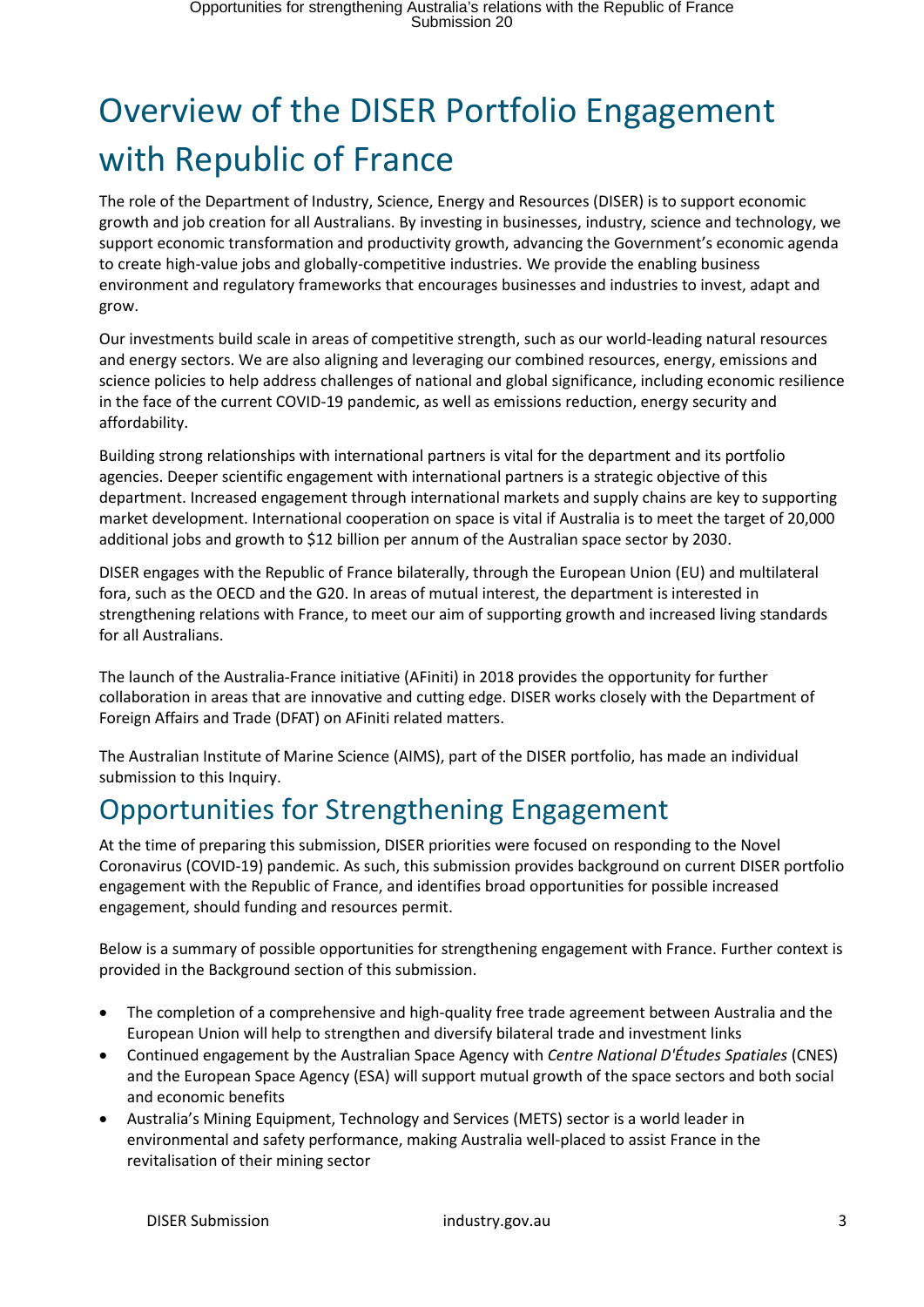# Overview of the DISER Portfolio Engagement with Republic of France

The role of the Department of Industry, Science, Energy and Resources (DISER) is to support economic growth and job creation for all Australians. By investing in businesses, industry, science and technology, we support economic transformation and productivity growth, advancing the Government's economic agenda to create high-value jobs and globally-competitive industries. We provide the enabling business environment and regulatory frameworks that encourages businesses and industries to invest, adapt and grow.

Our investments build scale in areas of competitive strength, such as our world-leading natural resources and energy sectors. We are also aligning and leveraging our combined resources, energy, emissions and science policies to help address challenges of national and global significance, including economic resilience in the face of the current COVID-19 pandemic, as well as emissions reduction, energy security and affordability.

Building strong relationships with international partners is vital for the department and its portfolio agencies. Deeper scientific engagement with international partners is a strategic objective of this department. Increased engagement through international markets and supply chains are key to supporting market development. International cooperation on space is vital if Australia is to meet the target of 20,000 additional jobs and growth to $12 billion per annum of the Australian space sector by 2030.

DISER engages with the Republic of France bilaterally, through the European Union (EU) and multilateral fora, such as the OECD and the G20. In areas of mutual interest, the department is interested in strengthening relations with France, to meet our aim of supporting growth and increased living standards for all Australians.

The launch of the Australia-France initiative (AFiniti) in 2018 provides the opportunity for further collaboration in areas that are innovative and cutting edge. DISER works closely with the Department of Foreign Affairs and Trade (DFAT) on AFiniti related matters.

The Australian Institute of Marine Science (AIMS), part of the DISER portfolio, has made an individual submission to this Inquiry.

## Opportunities for Strengthening Engagement

At the time of preparing this submission, DISER priorities were focused on responding to the Novel Coronavirus (COVID-19) pandemic. As such, this submission provides background on current DISER portfolio engagement with the Republic of France, and identifies broad opportunities for possible increased engagement, should funding and resources permit.

Below is a summary of possible opportunities for strengthening engagement with France. Further context is provided in the Background section of this submission.

- The completion of a comprehensive and high-quality free trade agreement between Australia and the European Union will help to strengthen and diversify bilateral trade and investment links
- Continued engagement by the Australian Space Agency with *Centre National D'Études Spatiales* (CNES) and the European Space Agency (ESA) will support mutual growth of the space sectors and both social and economic benefits
- Australia's Mining Equipment, Technology and Services (METS) sector is a world leader in environmental and safety performance, making Australia well-placed to assist France in the revitalisation of their mining sector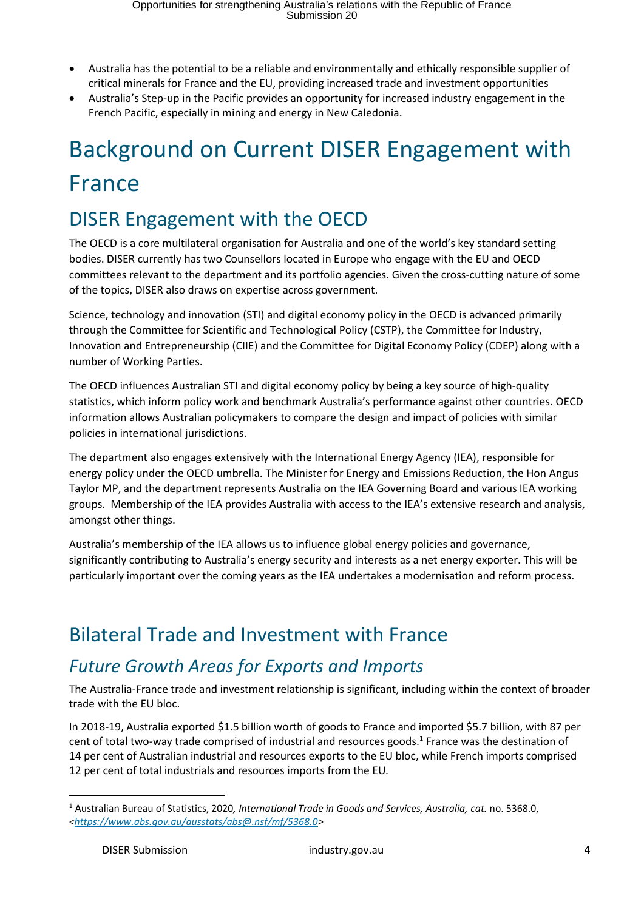- Australia has the potential to be a reliable and environmentally and ethically responsible supplier of critical minerals for France and the EU, providing increased trade and investment opportunities
- Australia's Step-up in the Pacific provides an opportunity for increased industry engagement in the French Pacific, especially in mining and energy in New Caledonia.

# Background on Current DISER Engagement with France

## DISER Engagement with the OECD

The OECD is a core multilateral organisation for Australia and one of the world's key standard setting bodies. DISER currently has two Counsellors located in Europe who engage with the EU and OECD committees relevant to the department and its portfolio agencies. Given the cross-cutting nature of some of the topics, DISER also draws on expertise across government.

Science, technology and innovation (STI) and digital economy policy in the OECD is advanced primarily through the Committee for Scientific and Technological Policy (CSTP), the Committee for Industry, Innovation and Entrepreneurship (CIIE) and the Committee for Digital Economy Policy (CDEP) along with a number of Working Parties.

The OECD influences Australian STI and digital economy policy by being a key source of high-quality statistics, which inform policy work and benchmark Australia's performance against other countries. OECD information allows Australian policymakers to compare the design and impact of policies with similar policies in international jurisdictions.

The department also engages extensively with the International Energy Agency (IEA), responsible for energy policy under the OECD umbrella. The Minister for Energy and Emissions Reduction, the Hon Angus Taylor MP, and the department represents Australia on the IEA Governing Board and various IEA working groups. Membership of the IEA provides Australia with access to the IEA's extensive research and analysis, amongst other things.

Australia's membership of the IEA allows us to influence global energy policies and governance, significantly contributing to Australia's energy security and interests as a net energy exporter. This will be particularly important over the coming years as the IEA undertakes a modernisation and reform process.

## Bilateral Trade and Investment with France

### *Future Growth Areas for Exports and Imports*

The Australia-France trade and investment relationship is significant, including within the context of broader trade with the EU bloc.

In 2018-19, Australia exported $1.5 billion worth of goods to France and imported $5.7 billion, with 87 per cent of total two-way trade comprised of industrial and resources goods.[1] France was the destination of 14 per cent of Australian industrial and resources exports to the EU bloc, while French imports comprised 12 per cent of total industrials and resources imports from the EU.

[1] Australian Bureau of Statistics, 2020, *International Trade in Goods and Services, Australia, cat.* no. 5368.0, <*https://www.abs.gov.au/ausstats/abs@.nsf/mf/5368.0*>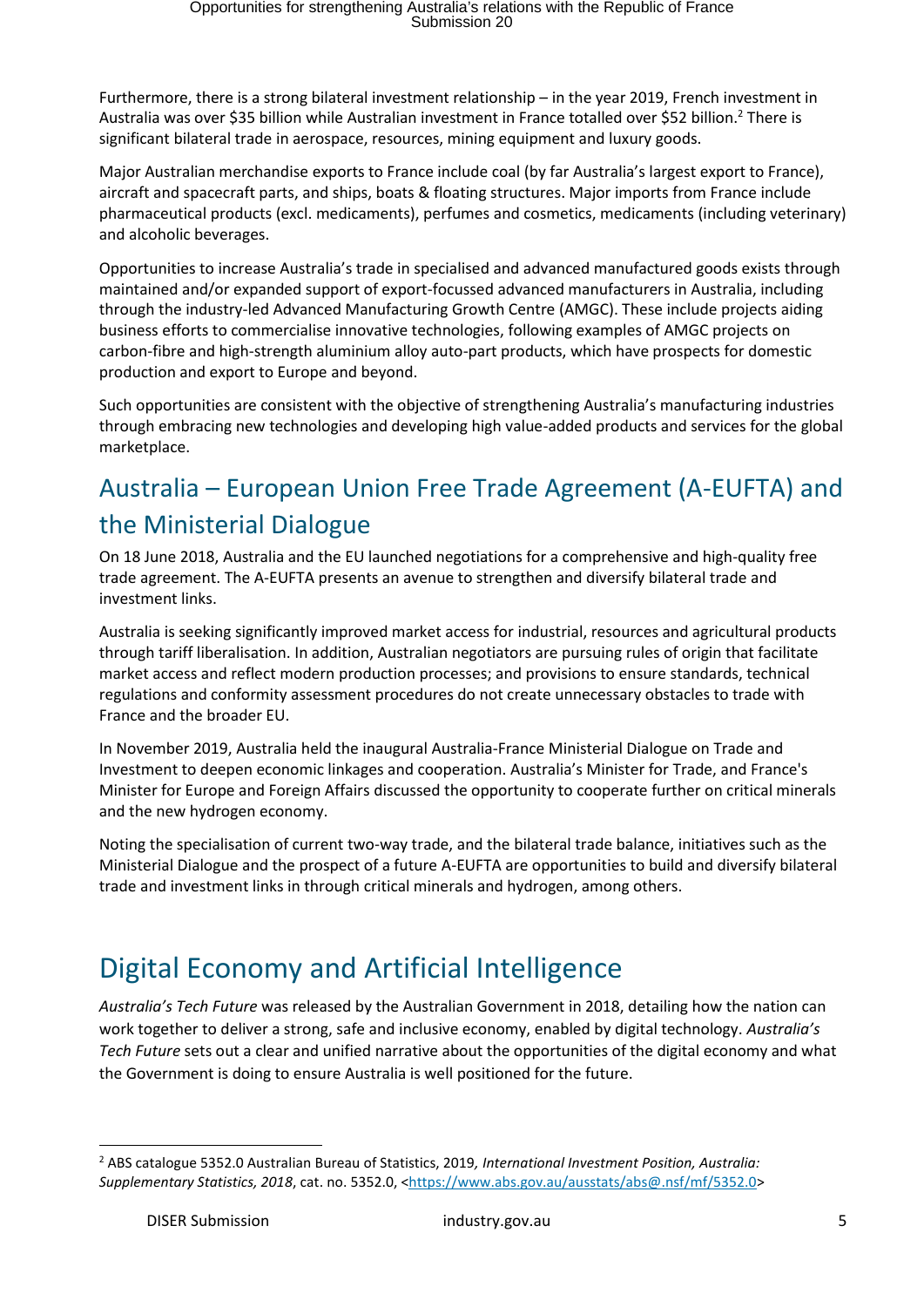Furthermore, there is a strong bilateral investment relationship – in the year 2019, French investment in Australia was over $35 billion while Australian investment in France totalled over $52 billion.[2] There is significant bilateral trade in aerospace, resources, mining equipment and luxury goods.

Major Australian merchandise exports to France include coal (by far Australia's largest export to France), aircraft and spacecraft parts, and ships, boats & floating structures. Major imports from France include pharmaceutical products (excl. medicaments), perfumes and cosmetics, medicaments (including veterinary) and alcoholic beverages.

Opportunities to increase Australia's trade in specialised and advanced manufactured goods exists through maintained and/or expanded support of export-focussed advanced manufacturers in Australia, including through the industry-led Advanced Manufacturing Growth Centre (AMGC). These include projects aiding business efforts to commercialise innovative technologies, following examples of AMGC projects on carbon-fibre and high-strength aluminium alloy auto-part products, which have prospects for domestic production and export to Europe and beyond.

Such opportunities are consistent with the objective of strengthening Australia's manufacturing industries through embracing new technologies and developing high value-added products and services for the global marketplace.

## Australia – European Union Free Trade Agreement (A-EUFTA) and the Ministerial Dialogue

On 18 June 2018, Australia and the EU launched negotiations for a comprehensive and high-quality free trade agreement. The A-EUFTA presents an avenue to strengthen and diversify bilateral trade and investment links.

Australia is seeking significantly improved market access for industrial, resources and agricultural products through tariff liberalisation. In addition, Australian negotiators are pursuing rules of origin that facilitate market access and reflect modern production processes; and provisions to ensure standards, technical regulations and conformity assessment procedures do not create unnecessary obstacles to trade with France and the broader EU.

In November 2019, Australia held the inaugural Australia-France Ministerial Dialogue on Trade and Investment to deepen economic linkages and cooperation. Australia's Minister for Trade, and France's Minister for Europe and Foreign Affairs discussed the opportunity to cooperate further on critical minerals and the new hydrogen economy.

Noting the specialisation of current two-way trade, and the bilateral trade balance, initiatives such as the Ministerial Dialogue and the prospect of a future A-EUFTA are opportunities to build and diversify bilateral trade and investment links in through critical minerals and hydrogen, among others.

# Digital Economy and Artificial Intelligence

*Australia's Tech Future* was released by the Australian Government in 2018, detailing how the nation can work together to deliver a strong, safe and inclusive economy, enabled by digital technology. *Australia's Tech Future* sets out a clear and unified narrative about the opportunities of the digital economy and what the Government is doing to ensure Australia is well positioned for the future.

---

[2] ABS catalogue 5352.0 Australian Bureau of Statistics, 2019, *International Investment Position, Australia: Supplementary Statistics, 2018*, cat. no. 5352.0, <https://www.abs.gov.au/ausstats/abs@.nsf/mf/5352.0>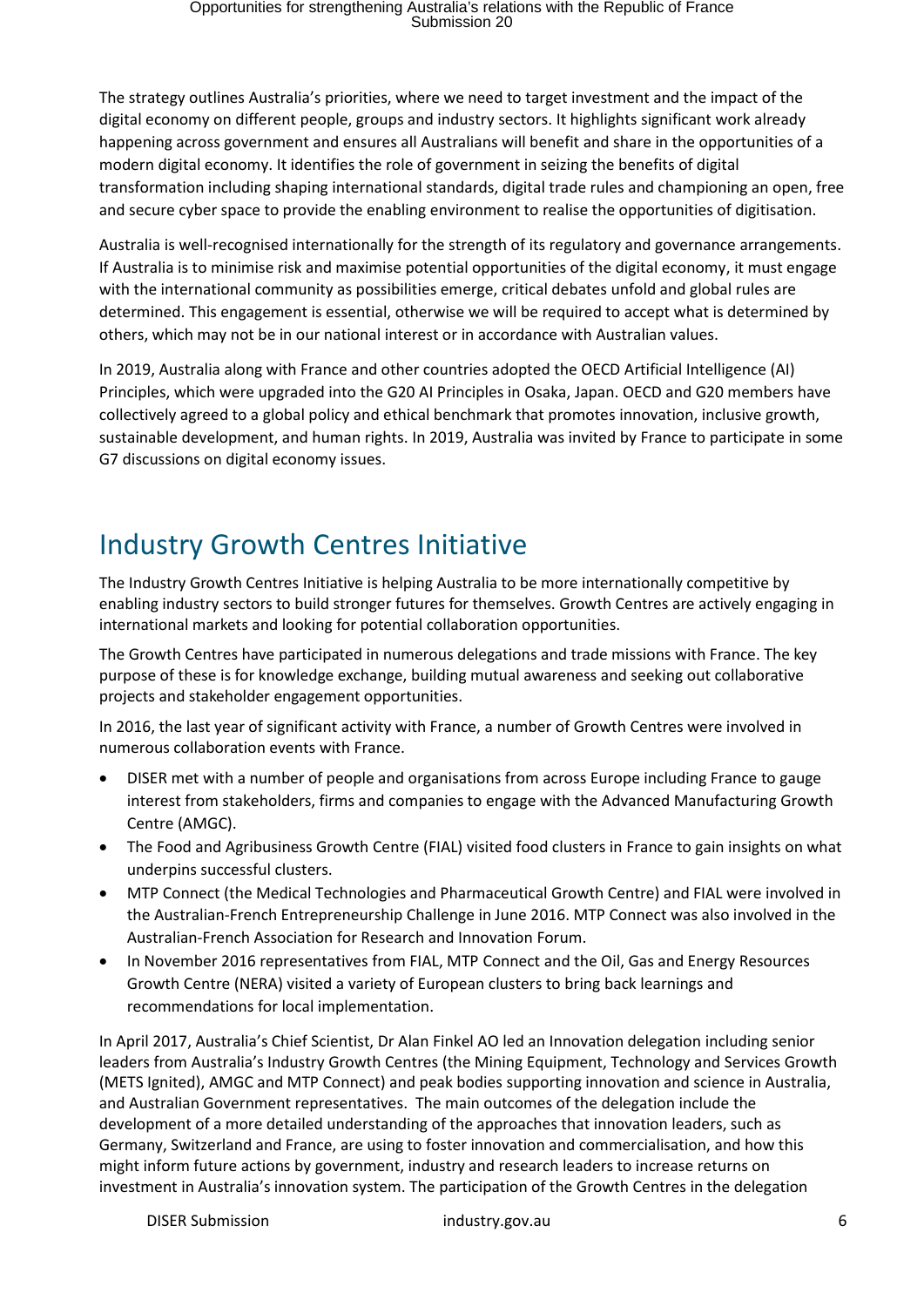The strategy outlines Australia's priorities, where we need to target investment and the impact of the digital economy on different people, groups and industry sectors. It highlights significant work already happening across government and ensures all Australians will benefit and share in the opportunities of a modern digital economy. It identifies the role of government in seizing the benefits of digital transformation including shaping international standards, digital trade rules and championing an open, free and secure cyber space to provide the enabling environment to realise the opportunities of digitisation.

Australia is well-recognised internationally for the strength of its regulatory and governance arrangements. If Australia is to minimise risk and maximise potential opportunities of the digital economy, it must engage with the international community as possibilities emerge, critical debates unfold and global rules are determined. This engagement is essential, otherwise we will be required to accept what is determined by others, which may not be in our national interest or in accordance with Australian values.

In 2019, Australia along with France and other countries adopted the OECD Artificial Intelligence (AI) Principles, which were upgraded into the G20 AI Principles in Osaka, Japan. OECD and G20 members have collectively agreed to a global policy and ethical benchmark that promotes innovation, inclusive growth, sustainable development, and human rights. In 2019, Australia was invited by France to participate in some G7 discussions on digital economy issues.

## Industry Growth Centres Initiative

The Industry Growth Centres Initiative is helping Australia to be more internationally competitive by enabling industry sectors to build stronger futures for themselves. Growth Centres are actively engaging in international markets and looking for potential collaboration opportunities.

The Growth Centres have participated in numerous delegations and trade missions with France. The key purpose of these is for knowledge exchange, building mutual awareness and seeking out collaborative projects and stakeholder engagement opportunities.

In 2016, the last year of significant activity with France, a number of Growth Centres were involved in numerous collaboration events with France.

- DISER met with a number of people and organisations from across Europe including France to gauge interest from stakeholders, firms and companies to engage with the Advanced Manufacturing Growth Centre (AMGC).
- The Food and Agribusiness Growth Centre (FIAL) visited food clusters in France to gain insights on what underpins successful clusters.
- MTP Connect (the Medical Technologies and Pharmaceutical Growth Centre) and FIAL were involved in the Australian-French Entrepreneurship Challenge in June 2016. MTP Connect was also involved in the Australian-French Association for Research and Innovation Forum.
- In November 2016 representatives from FIAL, MTP Connect and the Oil, Gas and Energy Resources Growth Centre (NERA) visited a variety of European clusters to bring back learnings and recommendations for local implementation.

In April 2017, Australia's Chief Scientist, Dr Alan Finkel AO led an Innovation delegation including senior leaders from Australia's Industry Growth Centres (the Mining Equipment, Technology and Services Growth (METS Ignited), AMGC and MTP Connect) and peak bodies supporting innovation and science in Australia, and Australian Government representatives. The main outcomes of the delegation include the development of a more detailed understanding of the approaches that innovation leaders, such as Germany, Switzerland and France, are using to foster innovation and commercialisation, and how this might inform future actions by government, industry and research leaders to increase returns on investment in Australia's innovation system. The participation of the Growth Centres in the delegation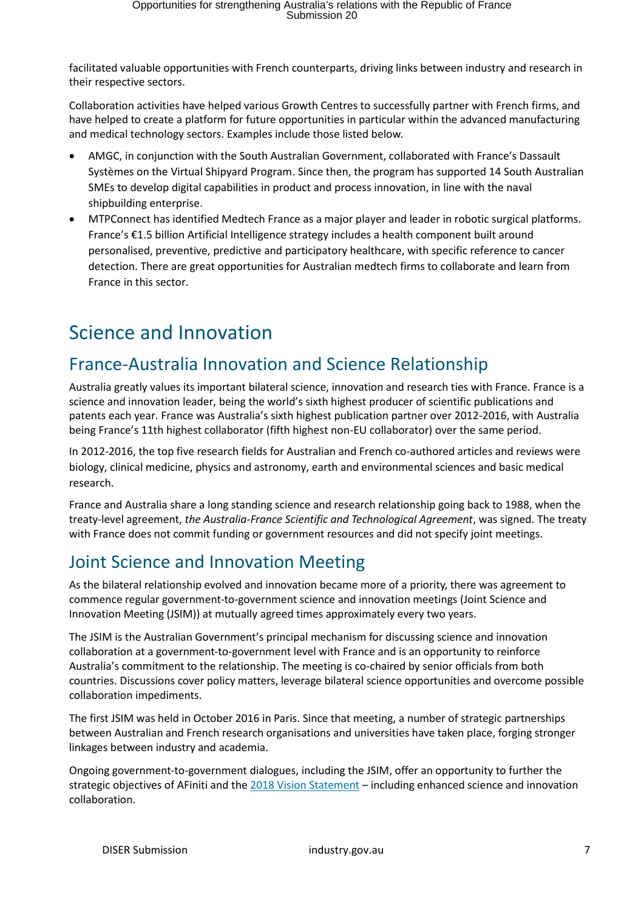facilitated valuable opportunities with French counterparts, driving links between industry and research in their respective sectors.

Collaboration activities have helped various Growth Centres to successfully partner with French firms, and have helped to create a platform for future opportunities in particular within the advanced manufacturing and medical technology sectors. Examples include those listed below.

- AMGC, in conjunction with the South Australian Government, collaborated with France's Dassault Systèmes on the Virtual Shipyard Program. Since then, the program has supported 14 South Australian SMEs to develop digital capabilities in product and process innovation, in line with the naval shipbuilding enterprise.
- MTPConnect has identified Medtech France as a major player and leader in robotic surgical platforms. France's €1.5 billion Artificial Intelligence strategy includes a health component built around personalised, preventive, predictive and participatory healthcare, with specific reference to cancer detection. There are great opportunities for Australian medtech firms to collaborate and learn from France in this sector.

# Science and Innovation

## France-Australia Innovation and Science Relationship

Australia greatly values its important bilateral science, innovation and research ties with France. France is a science and innovation leader, being the world's sixth highest producer of scientific publications and patents each year. France was Australia's sixth highest publication partner over 2012-2016, with Australia being France's 11th highest collaborator (fifth highest non-EU collaborator) over the same period.

In 2012-2016, the top five research fields for Australian and French co-authored articles and reviews were biology, clinical medicine, physics and astronomy, earth and environmental sciences and basic medical research.

France and Australia share a long standing science and research relationship going back to 1988, when the treaty-level agreement, *the Australia-France Scientific and Technological Agreement*, was signed. The treaty with France does not commit funding or government resources and did not specify joint meetings.

## Joint Science and Innovation Meeting

As the bilateral relationship evolved and innovation became more of a priority, there was agreement to commence regular government-to-government science and innovation meetings (Joint Science and Innovation Meeting (JSIM)) at mutually agreed times approximately every two years.

The JSIM is the Australian Government's principal mechanism for discussing science and innovation collaboration at a government-to-government level with France and is an opportunity to reinforce Australia's commitment to the relationship. The meeting is co-chaired by senior officials from both countries. Discussions cover policy matters, leverage bilateral science opportunities and overcome possible collaboration impediments.

The first JSIM was held in October 2016 in Paris. Since that meeting, a number of strategic partnerships between Australian and French research organisations and universities have taken place, forging stronger linkages between industry and academia.

Ongoing government-to-government dialogues, including the JSIM, offer an opportunity to further the strategic objectives of AFiniti and the 2018 Vision Statement – including enhanced science and innovation collaboration.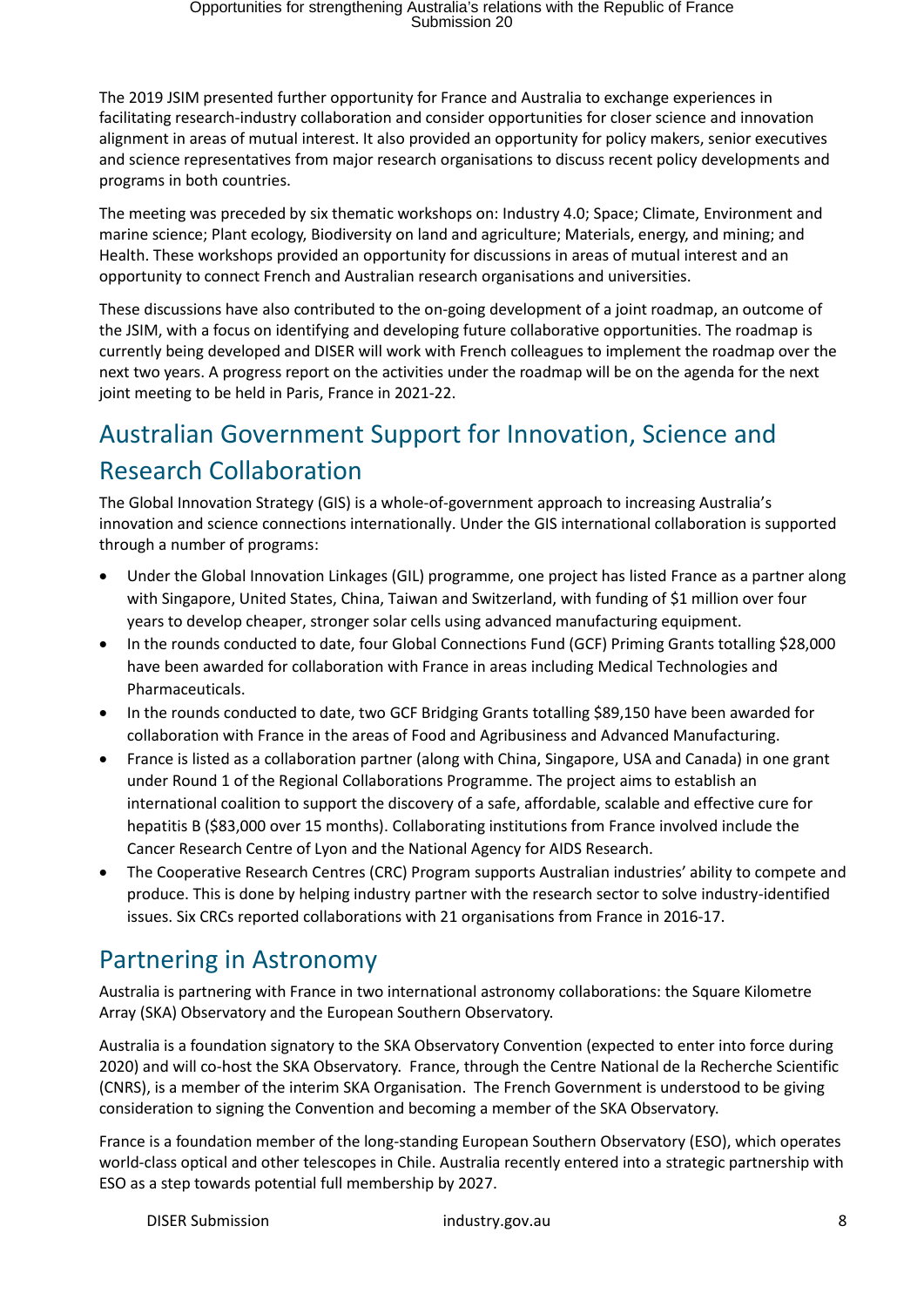The 2019 JSIM presented further opportunity for France and Australia to exchange experiences in facilitating research-industry collaboration and consider opportunities for closer science and innovation alignment in areas of mutual interest. It also provided an opportunity for policy makers, senior executives and science representatives from major research organisations to discuss recent policy developments and programs in both countries.

The meeting was preceded by six thematic workshops on: Industry 4.0; Space; Climate, Environment and marine science; Plant ecology, Biodiversity on land and agriculture; Materials, energy, and mining; and Health. These workshops provided an opportunity for discussions in areas of mutual interest and an opportunity to connect French and Australian research organisations and universities.

These discussions have also contributed to the on-going development of a joint roadmap, an outcome of the JSIM, with a focus on identifying and developing future collaborative opportunities. The roadmap is currently being developed and DISER will work with French colleagues to implement the roadmap over the next two years. A progress report on the activities under the roadmap will be on the agenda for the next joint meeting to be held in Paris, France in 2021-22.

## Australian Government Support for Innovation, Science and Research Collaboration

The Global Innovation Strategy (GIS) is a whole-of-government approach to increasing Australia's innovation and science connections internationally. Under the GIS international collaboration is supported through a number of programs:

- Under the Global Innovation Linkages (GIL) programme, one project has listed France as a partner along with Singapore, United States, China, Taiwan and Switzerland, with funding of $1 million over four years to develop cheaper, stronger solar cells using advanced manufacturing equipment.
- In the rounds conducted to date, four Global Connections Fund (GCF) Priming Grants totalling $28,000 have been awarded for collaboration with France in areas including Medical Technologies and Pharmaceuticals.
- In the rounds conducted to date, two GCF Bridging Grants totalling $89,150 have been awarded for collaboration with France in the areas of Food and Agribusiness and Advanced Manufacturing.
- France is listed as a collaboration partner (along with China, Singapore, USA and Canada) in one grant under Round 1 of the Regional Collaborations Programme. The project aims to establish an international coalition to support the discovery of a safe, affordable, scalable and effective cure for hepatitis B ($83,000 over 15 months). Collaborating institutions from France involved include the Cancer Research Centre of Lyon and the National Agency for AIDS Research.
- The Cooperative Research Centres (CRC) Program supports Australian industries' ability to compete and produce. This is done by helping industry partner with the research sector to solve industry-identified issues. Six CRCs reported collaborations with 21 organisations from France in 2016-17.

## Partnering in Astronomy

Australia is partnering with France in two international astronomy collaborations: the Square Kilometre Array (SKA) Observatory and the European Southern Observatory.

Australia is a foundation signatory to the SKA Observatory Convention (expected to enter into force during 2020) and will co-host the SKA Observatory. France, through the Centre National de la Recherche Scientific (CNRS), is a member of the interim SKA Organisation. The French Government is understood to be giving consideration to signing the Convention and becoming a member of the SKA Observatory.

France is a foundation member of the long-standing European Southern Observatory (ESO), which operates world-class optical and other telescopes in Chile. Australia recently entered into a strategic partnership with ESO as a step towards potential full membership by 2027.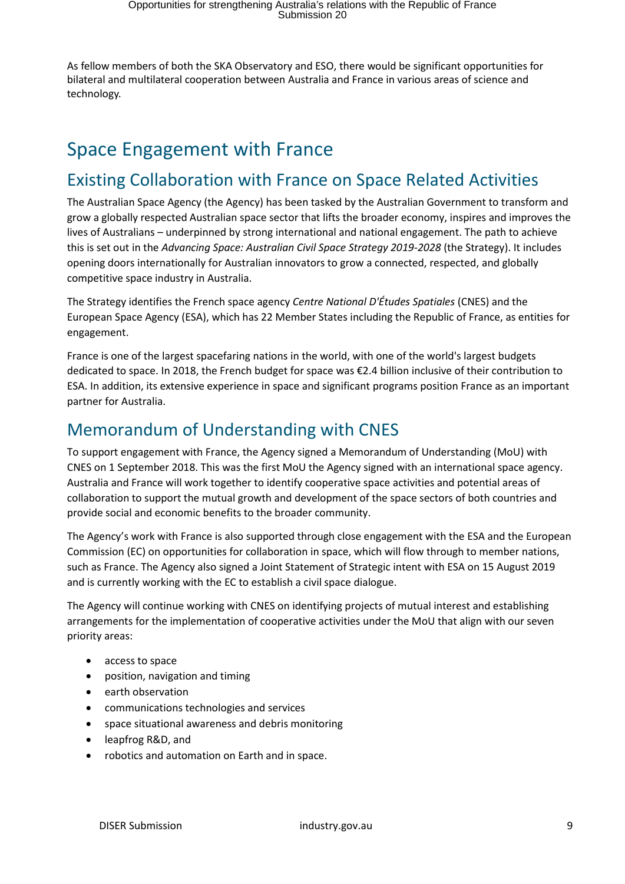As fellow members of both the SKA Observatory and ESO, there would be significant opportunities for bilateral and multilateral cooperation between Australia and France in various areas of science and technology.

# Space Engagement with France

## Existing Collaboration with France on Space Related Activities

The Australian Space Agency (the Agency) has been tasked by the Australian Government to transform and grow a globally respected Australian space sector that lifts the broader economy, inspires and improves the lives of Australians – underpinned by strong international and national engagement. The path to achieve this is set out in the *Advancing Space: Australian Civil Space Strategy 2019-2028* (the Strategy). It includes opening doors internationally for Australian innovators to grow a connected, respected, and globally competitive space industry in Australia.

The Strategy identifies the French space agency *Centre National D'Études Spatiales* (CNES) and the European Space Agency (ESA), which has 22 Member States including the Republic of France, as entities for engagement.

France is one of the largest spacefaring nations in the world, with one of the world's largest budgets dedicated to space. In 2018, the French budget for space was €2.4 billion inclusive of their contribution to ESA. In addition, its extensive experience in space and significant programs position France as an important partner for Australia.

## Memorandum of Understanding with CNES

To support engagement with France, the Agency signed a Memorandum of Understanding (MoU) with CNES on 1 September 2018. This was the first MoU the Agency signed with an international space agency. Australia and France will work together to identify cooperative space activities and potential areas of collaboration to support the mutual growth and development of the space sectors of both countries and provide social and economic benefits to the broader community.

The Agency's work with France is also supported through close engagement with the ESA and the European Commission (EC) on opportunities for collaboration in space, which will flow through to member nations, such as France. The Agency also signed a Joint Statement of Strategic intent with ESA on 15 August 2019 and is currently working with the EC to establish a civil space dialogue.

The Agency will continue working with CNES on identifying projects of mutual interest and establishing arrangements for the implementation of cooperative activities under the MoU that align with our seven priority areas:

- access to space
- position, navigation and timing
- earth observation
- communications technologies and services
- space situational awareness and debris monitoring
- leapfrog R&D, and
- robotics and automation on Earth and in space.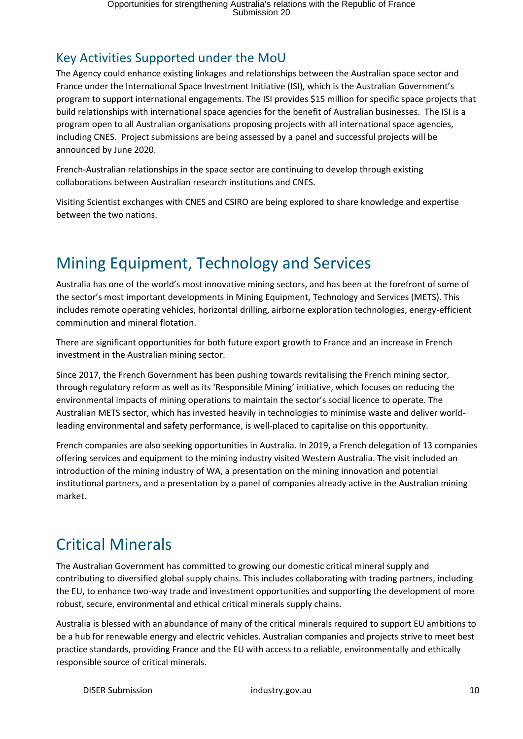## Key Activities Supported under the MoU

The Agency could enhance existing linkages and relationships between the Australian space sector and France under the International Space Investment Initiative (ISI), which is the Australian Government's program to support international engagements. The ISI provides $15 million for specific space projects that build relationships with international space agencies for the benefit of Australian businesses. The ISI is a program open to all Australian organisations proposing projects with all international space agencies, including CNES. Project submissions are being assessed by a panel and successful projects will be announced by June 2020.

French-Australian relationships in the space sector are continuing to develop through existing collaborations between Australian research institutions and CNES.

Visiting Scientist exchanges with CNES and CSIRO are being explored to share knowledge and expertise between the two nations.

# Mining Equipment, Technology and Services

Australia has one of the world's most innovative mining sectors, and has been at the forefront of some of the sector's most important developments in Mining Equipment, Technology and Services (METS). This includes remote operating vehicles, horizontal drilling, airborne exploration technologies, energy-efficient comminution and mineral flotation.

There are significant opportunities for both future export growth to France and an increase in French investment in the Australian mining sector.

Since 2017, the French Government has been pushing towards revitalising the French mining sector, through regulatory reform as well as its 'Responsible Mining' initiative, which focuses on reducing the environmental impacts of mining operations to maintain the sector's social licence to operate. The Australian METS sector, which has invested heavily in technologies to minimise waste and deliver world-leading environmental and safety performance, is well-placed to capitalise on this opportunity.

French companies are also seeking opportunities in Australia. In 2019, a French delegation of 13 companies offering services and equipment to the mining industry visited Western Australia. The visit included an introduction of the mining industry of WA, a presentation on the mining innovation and potential institutional partners, and a presentation by a panel of companies already active in the Australian mining market.

# Critical Minerals

The Australian Government has committed to growing our domestic critical mineral supply and contributing to diversified global supply chains. This includes collaborating with trading partners, including the EU, to enhance two-way trade and investment opportunities and supporting the development of more robust, secure, environmental and ethical critical minerals supply chains.

Australia is blessed with an abundance of many of the critical minerals required to support EU ambitions to be a hub for renewable energy and electric vehicles. Australian companies and projects strive to meet best practice standards, providing France and the EU with access to a reliable, environmentally and ethically responsible source of critical minerals.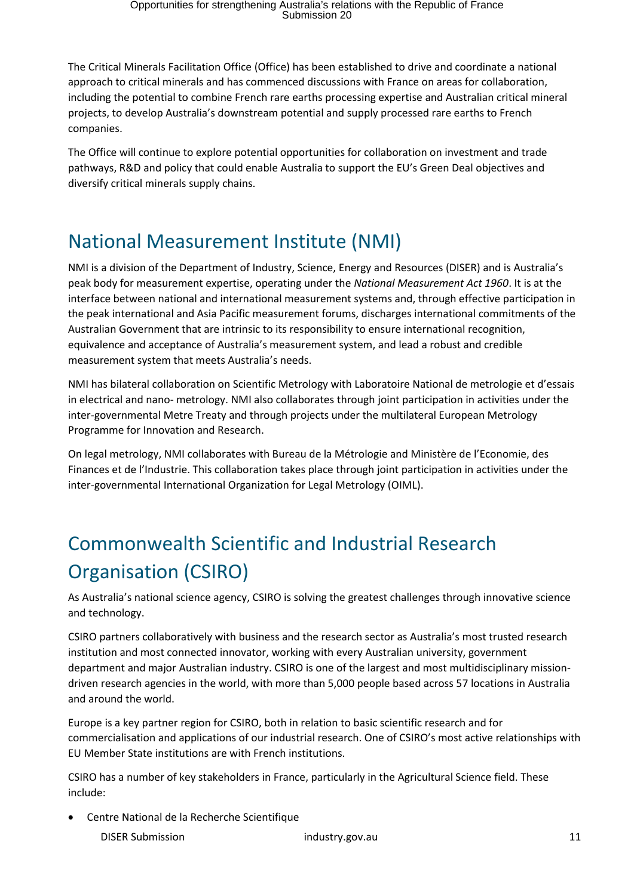The Critical Minerals Facilitation Office (Office) has been established to drive and coordinate a national approach to critical minerals and has commenced discussions with France on areas for collaboration, including the potential to combine French rare earths processing expertise and Australian critical mineral projects, to develop Australia's downstream potential and supply processed rare earths to French companies.

The Office will continue to explore potential opportunities for collaboration on investment and trade pathways, R&D and policy that could enable Australia to support the EU's Green Deal objectives and diversify critical minerals supply chains.

## National Measurement Institute (NMI)

NMI is a division of the Department of Industry, Science, Energy and Resources (DISER) and is Australia's peak body for measurement expertise, operating under the *National Measurement Act 1960*. It is at the interface between national and international measurement systems and, through effective participation in the peak international and Asia Pacific measurement forums, discharges international commitments of the Australian Government that are intrinsic to its responsibility to ensure international recognition, equivalence and acceptance of Australia's measurement system, and lead a robust and credible measurement system that meets Australia's needs.

NMI has bilateral collaboration on Scientific Metrology with Laboratoire National de metrologie et d'essais in electrical and nano- metrology. NMI also collaborates through joint participation in activities under the inter-governmental Metre Treaty and through projects under the multilateral European Metrology Programme for Innovation and Research.

On legal metrology, NMI collaborates with Bureau de la Métrologie and Ministère de l'Economie, des Finances et de l'Industrie. This collaboration takes place through joint participation in activities under the inter-governmental International Organization for Legal Metrology (OIML).

## Commonwealth Scientific and Industrial Research Organisation (CSIRO)

As Australia's national science agency, CSIRO is solving the greatest challenges through innovative science and technology.

CSIRO partners collaboratively with business and the research sector as Australia's most trusted research institution and most connected innovator, working with every Australian university, government department and major Australian industry. CSIRO is one of the largest and most multidisciplinary mission-driven research agencies in the world, with more than 5,000 people based across 57 locations in Australia and around the world.

Europe is a key partner region for CSIRO, both in relation to basic scientific research and for commercialisation and applications of our industrial research. One of CSIRO's most active relationships with EU Member State institutions are with French institutions.

CSIRO has a number of key stakeholders in France, particularly in the Agricultural Science field. These include:

- Centre National de la Recherche Scientifique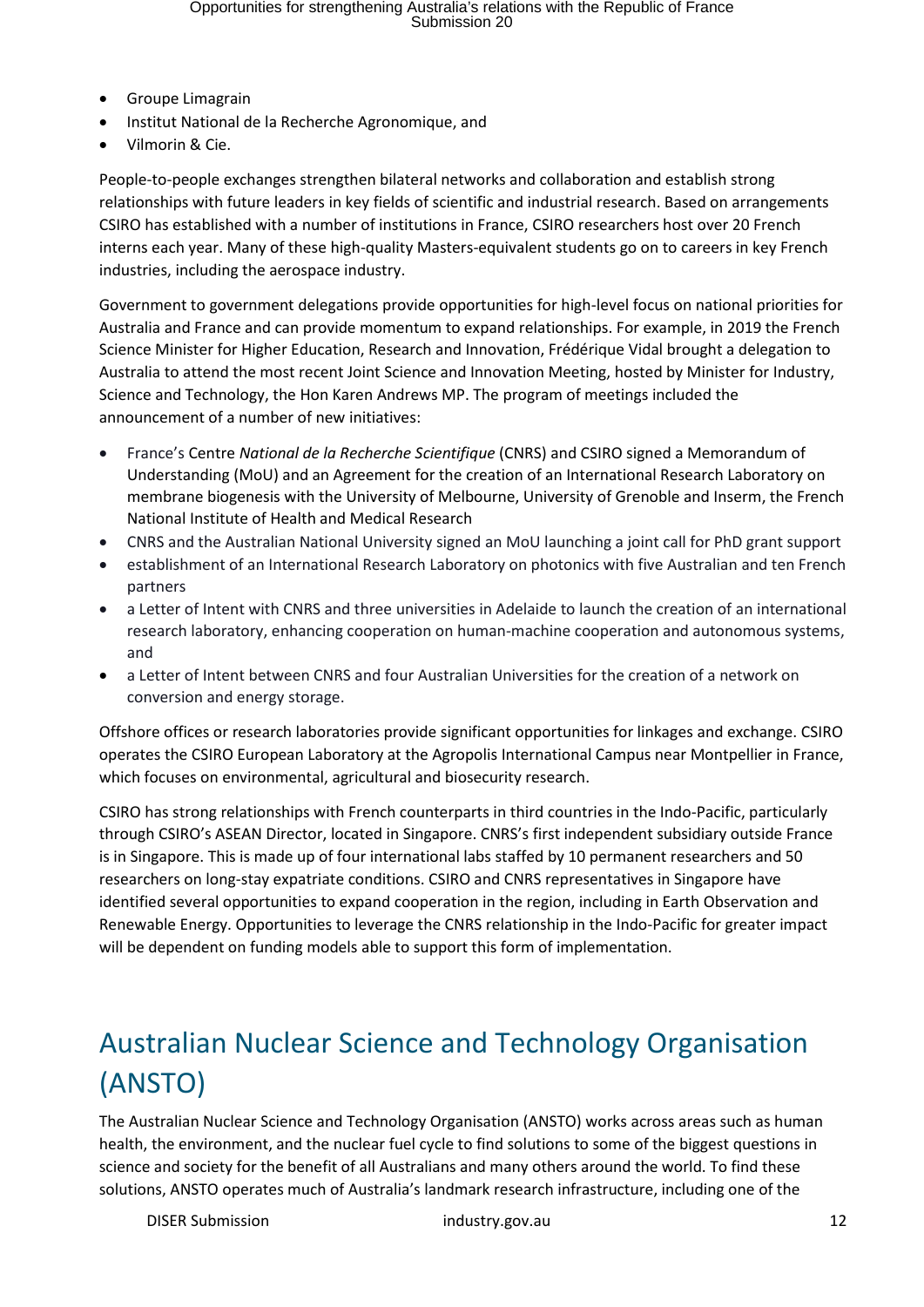- Groupe Limagrain
- Institut National de la Recherche Agronomique, and
- Vilmorin & Cie.

People-to-people exchanges strengthen bilateral networks and collaboration and establish strong relationships with future leaders in key fields of scientific and industrial research. Based on arrangements CSIRO has established with a number of institutions in France, CSIRO researchers host over 20 French interns each year. Many of these high-quality Masters-equivalent students go on to careers in key French industries, including the aerospace industry.

Government to government delegations provide opportunities for high-level focus on national priorities for Australia and France and can provide momentum to expand relationships. For example, in 2019 the French Science Minister for Higher Education, Research and Innovation, Frédérique Vidal brought a delegation to Australia to attend the most recent Joint Science and Innovation Meeting, hosted by Minister for Industry, Science and Technology, the Hon Karen Andrews MP. The program of meetings included the announcement of a number of new initiatives:

- France's Centre *National de la Recherche Scientifique* (CNRS) and CSIRO signed a Memorandum of Understanding (MoU) and an Agreement for the creation of an International Research Laboratory on membrane biogenesis with the University of Melbourne, University of Grenoble and Inserm, the French National Institute of Health and Medical Research
- CNRS and the Australian National University signed an MoU launching a joint call for PhD grant support
- establishment of an International Research Laboratory on photonics with five Australian and ten French partners
- a Letter of Intent with CNRS and three universities in Adelaide to launch the creation of an international research laboratory, enhancing cooperation on human-machine cooperation and autonomous systems, and
- a Letter of Intent between CNRS and four Australian Universities for the creation of a network on conversion and energy storage.

Offshore offices or research laboratories provide significant opportunities for linkages and exchange. CSIRO operates the CSIRO European Laboratory at the Agropolis International Campus near Montpellier in France, which focuses on environmental, agricultural and biosecurity research.

CSIRO has strong relationships with French counterparts in third countries in the Indo-Pacific, particularly through CSIRO's ASEAN Director, located in Singapore. CNRS's first independent subsidiary outside France is in Singapore. This is made up of four international labs staffed by 10 permanent researchers and 50 researchers on long-stay expatriate conditions. CSIRO and CNRS representatives in Singapore have identified several opportunities to expand cooperation in the region, including in Earth Observation and Renewable Energy. Opportunities to leverage the CNRS relationship in the Indo-Pacific for greater impact will be dependent on funding models able to support this form of implementation.

# Australian Nuclear Science and Technology Organisation (ANSTO)

The Australian Nuclear Science and Technology Organisation (ANSTO) works across areas such as human health, the environment, and the nuclear fuel cycle to find solutions to some of the biggest questions in science and society for the benefit of all Australians and many others around the world. To find these solutions, ANSTO operates much of Australia's landmark research infrastructure, including one of the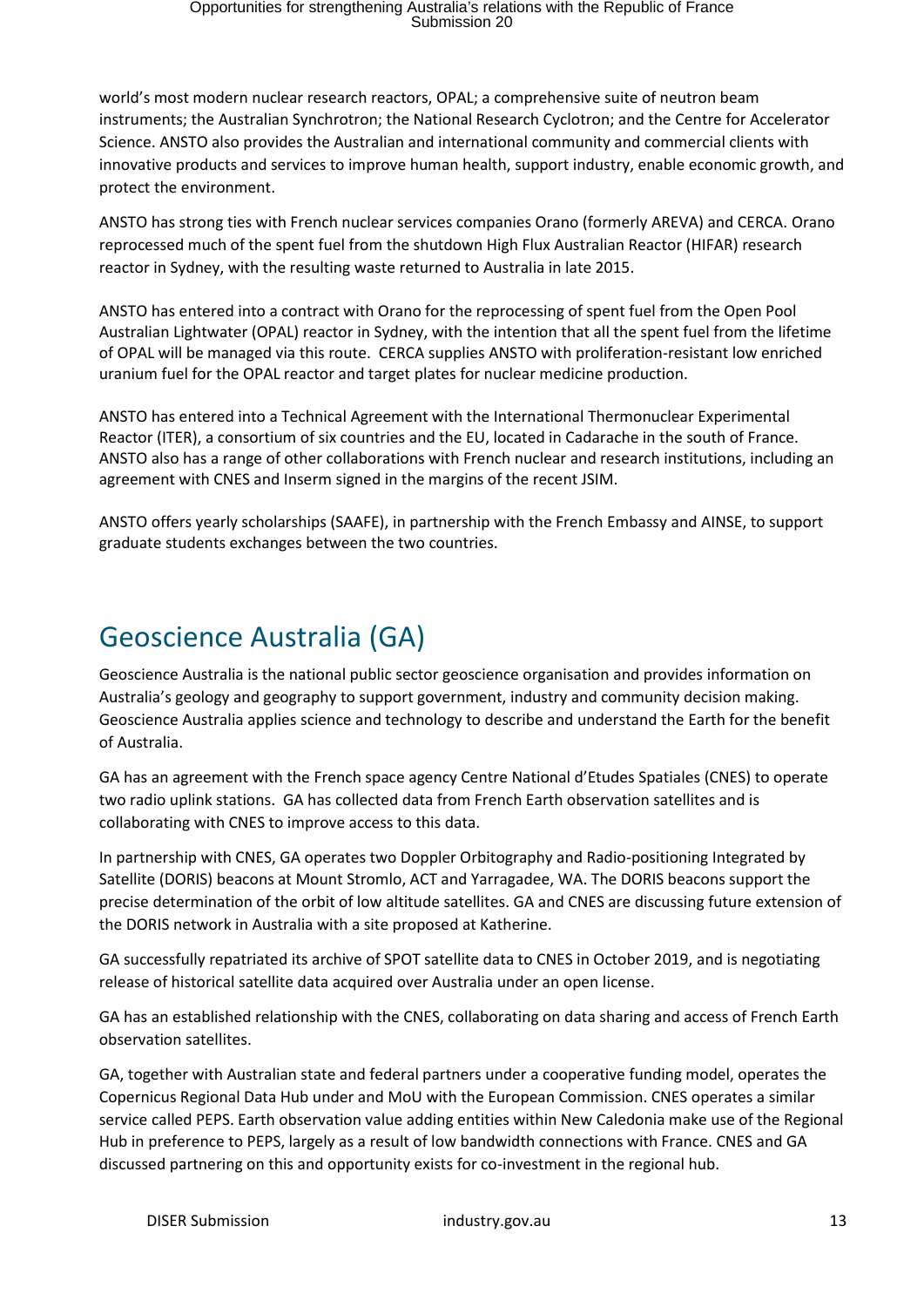world's most modern nuclear research reactors, OPAL; a comprehensive suite of neutron beam instruments; the Australian Synchrotron; the National Research Cyclotron; and the Centre for Accelerator Science. ANSTO also provides the Australian and international community and commercial clients with innovative products and services to improve human health, support industry, enable economic growth, and protect the environment.

ANSTO has strong ties with French nuclear services companies Orano (formerly AREVA) and CERCA. Orano reprocessed much of the spent fuel from the shutdown High Flux Australian Reactor (HIFAR) research reactor in Sydney, with the resulting waste returned to Australia in late 2015.

ANSTO has entered into a contract with Orano for the reprocessing of spent fuel from the Open Pool Australian Lightwater (OPAL) reactor in Sydney, with the intention that all the spent fuel from the lifetime of OPAL will be managed via this route. CERCA supplies ANSTO with proliferation-resistant low enriched uranium fuel for the OPAL reactor and target plates for nuclear medicine production.

ANSTO has entered into a Technical Agreement with the International Thermonuclear Experimental Reactor (ITER), a consortium of six countries and the EU, located in Cadarache in the south of France. ANSTO also has a range of other collaborations with French nuclear and research institutions, including an agreement with CNES and Inserm signed in the margins of the recent JSIM.

ANSTO offers yearly scholarships (SAAFE), in partnership with the French Embassy and AINSE, to support graduate students exchanges between the two countries.

## Geoscience Australia (GA)

Geoscience Australia is the national public sector geoscience organisation and provides information on Australia's geology and geography to support government, industry and community decision making. Geoscience Australia applies science and technology to describe and understand the Earth for the benefit of Australia.

GA has an agreement with the French space agency Centre National d'Etudes Spatiales (CNES) to operate two radio uplink stations. GA has collected data from French Earth observation satellites and is collaborating with CNES to improve access to this data.

In partnership with CNES, GA operates two Doppler Orbitography and Radio-positioning Integrated by Satellite (DORIS) beacons at Mount Stromlo, ACT and Yarragadee, WA. The DORIS beacons support the precise determination of the orbit of low altitude satellites. GA and CNES are discussing future extension of the DORIS network in Australia with a site proposed at Katherine.

GA successfully repatriated its archive of SPOT satellite data to CNES in October 2019, and is negotiating release of historical satellite data acquired over Australia under an open license.

GA has an established relationship with the CNES, collaborating on data sharing and access of French Earth observation satellites.

GA, together with Australian state and federal partners under a cooperative funding model, operates the Copernicus Regional Data Hub under and MoU with the European Commission. CNES operates a similar service called PEPS. Earth observation value adding entities within New Caledonia make use of the Regional Hub in preference to PEPS, largely as a result of low bandwidth connections with France. CNES and GA discussed partnering on this and opportunity exists for co-investment in the regional hub.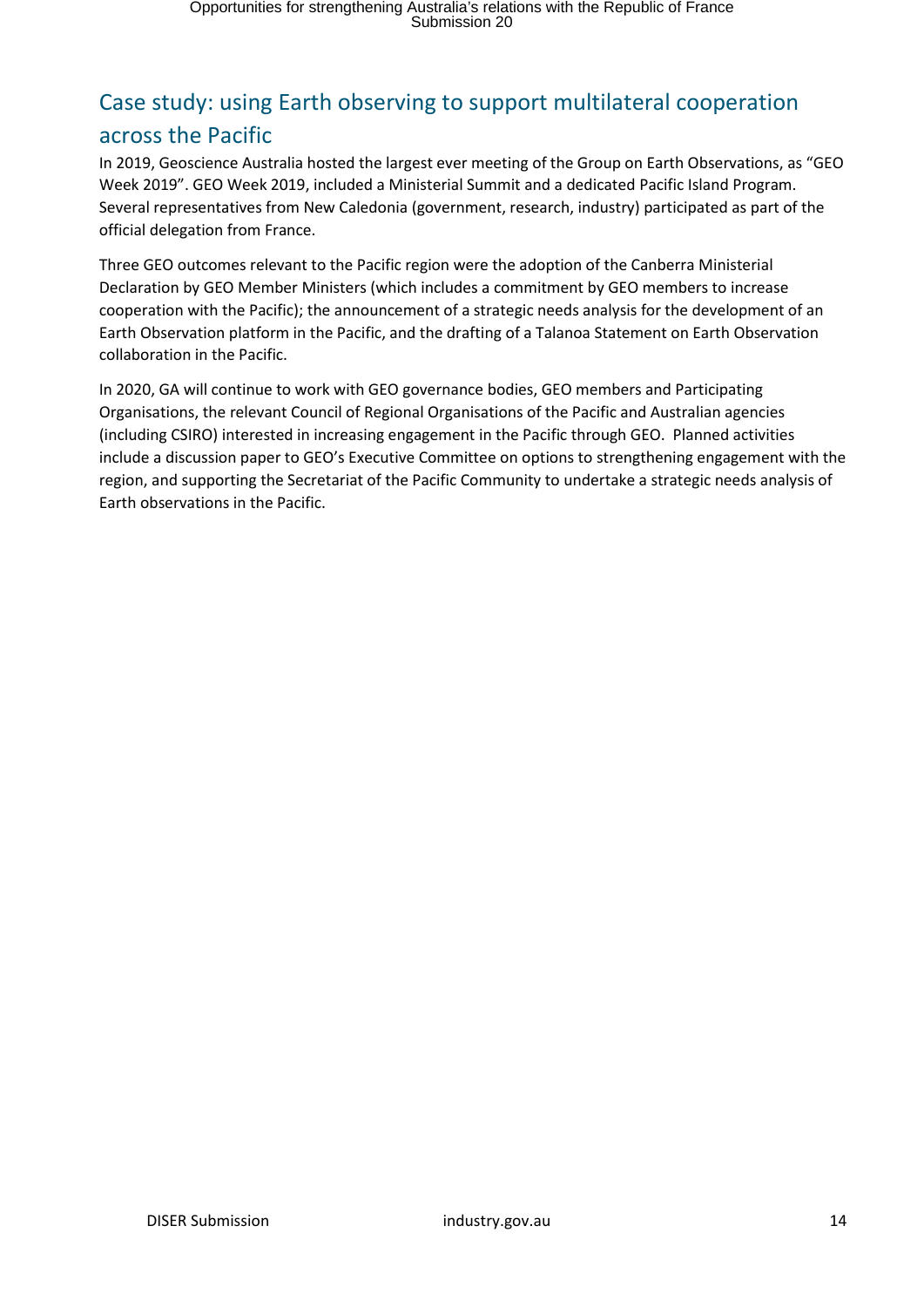## Case study: using Earth observing to support multilateral cooperation across the Pacific

In 2019, Geoscience Australia hosted the largest ever meeting of the Group on Earth Observations, as "GEO Week 2019". GEO Week 2019, included a Ministerial Summit and a dedicated Pacific Island Program. Several representatives from New Caledonia (government, research, industry) participated as part of the official delegation from France.

Three GEO outcomes relevant to the Pacific region were the adoption of the Canberra Ministerial Declaration by GEO Member Ministers (which includes a commitment by GEO members to increase cooperation with the Pacific); the announcement of a strategic needs analysis for the development of an Earth Observation platform in the Pacific, and the drafting of a Talanoa Statement on Earth Observation collaboration in the Pacific.

In 2020, GA will continue to work with GEO governance bodies, GEO members and Participating Organisations, the relevant Council of Regional Organisations of the Pacific and Australian agencies (including CSIRO) interested in increasing engagement in the Pacific through GEO. Planned activities include a discussion paper to GEO's Executive Committee on options to strengthening engagement with the region, and supporting the Secretariat of the Pacific Community to undertake a strategic needs analysis of Earth observations in the Pacific.